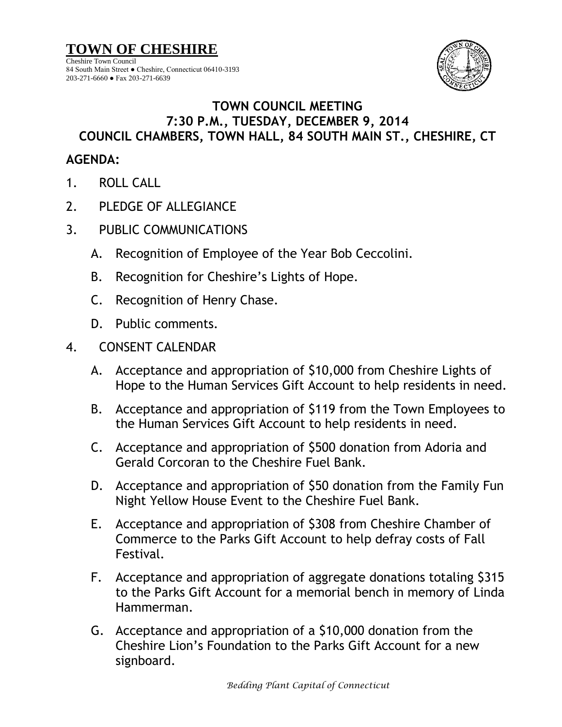# TOWN OF CHESHIRE

Cheshire Town Council
84 South Main Street ● Cheshire, Connecticut 06410-3193
203-271-6660 ● Fax 203-271-6639

## TOWN COUNCIL MEETING
## 7:30 P.M., TUESDAY, DECEMBER 9, 2014
## COUNCIL CHAMBERS, TOWN HALL, 84 SOUTH MAIN ST., CHESHIRE, CT

**AGENDA:**

1. ROLL CALL
2. PLEDGE OF ALLEGIANCE
3. PUBLIC COMMUNICATIONS
   - A. Recognition of Employee of the Year Bob Ceccolini.
   - B. Recognition for Cheshire's Lights of Hope.
   - C. Recognition of Henry Chase.
   - D. Public comments.
4. CONSENT CALENDAR
   - A. Acceptance and appropriation of $10,000 from Cheshire Lights of Hope to the Human Services Gift Account to help residents in need.
   - B. Acceptance and appropriation of $119 from the Town Employees to the Human Services Gift Account to help residents in need.
   - C. Acceptance and appropriation of $500 donation from Adoria and Gerald Corcoran to the Cheshire Fuel Bank.
   - D. Acceptance and appropriation of $50 donation from the Family Fun Night Yellow House Event to the Cheshire Fuel Bank.
   - E. Acceptance and appropriation of $308 from Cheshire Chamber of Commerce to the Parks Gift Account to help defray costs of Fall Festival.
   - F. Acceptance and appropriation of aggregate donations totaling $315 to the Parks Gift Account for a memorial bench in memory of Linda Hammerman.
   - G. Acceptance and appropriation of a $10,000 donation from the Cheshire Lion's Foundation to the Parks Gift Account for a new signboard.

*Bedding Plant Capital of Connecticut*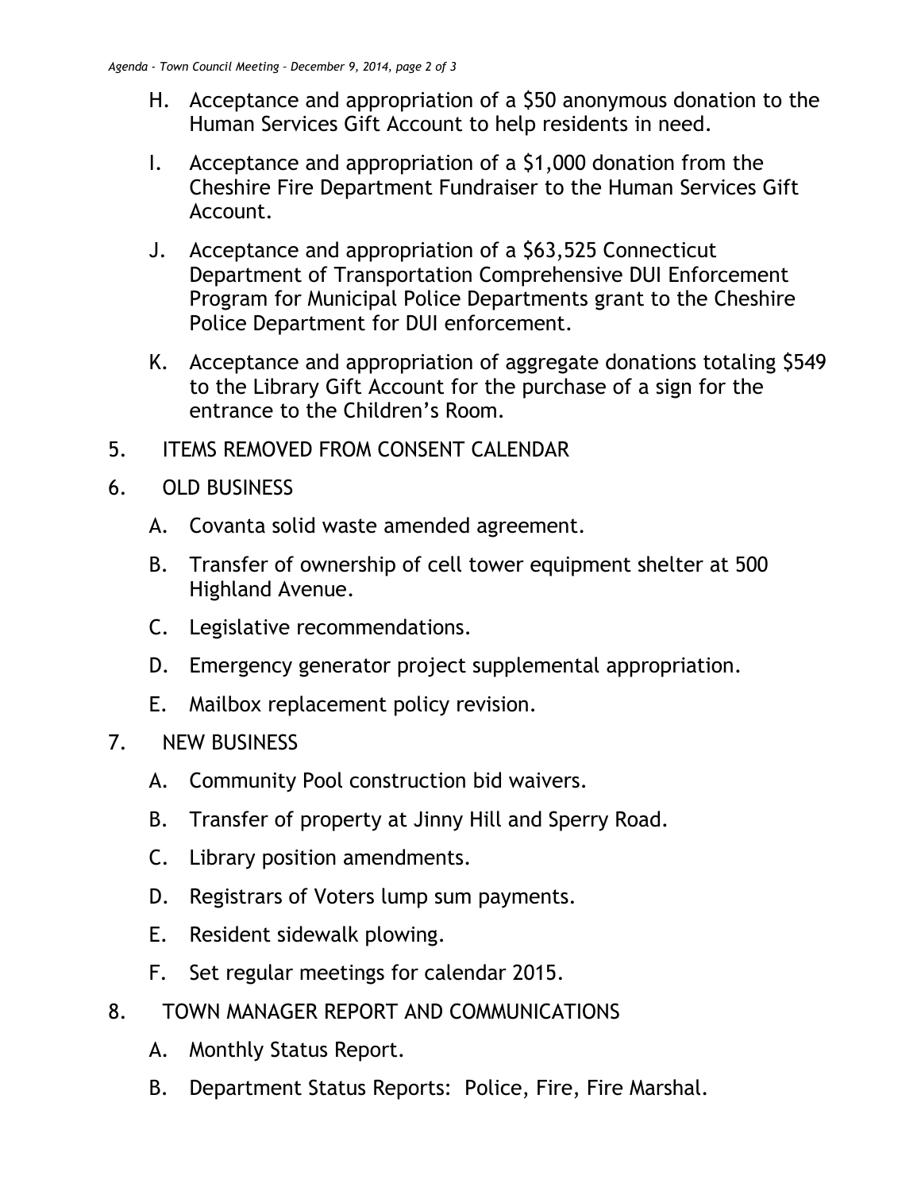H. Acceptance and appropriation of a $50 anonymous donation to the Human Services Gift Account to help residents in need.

I. Acceptance and appropriation of a $1,000 donation from the Cheshire Fire Department Fundraiser to the Human Services Gift Account.

J. Acceptance and appropriation of a $63,525 Connecticut Department of Transportation Comprehensive DUI Enforcement Program for Municipal Police Departments grant to the Cheshire Police Department for DUI enforcement.

K. Acceptance and appropriation of aggregate donations totaling $549 to the Library Gift Account for the purchase of a sign for the entrance to the Children's Room.

5. ITEMS REMOVED FROM CONSENT CALENDAR

6. OLD BUSINESS

   A. Covanta solid waste amended agreement.

   B. Transfer of ownership of cell tower equipment shelter at 500 Highland Avenue.

   C. Legislative recommendations.

   D. Emergency generator project supplemental appropriation.

   E. Mailbox replacement policy revision.

7. NEW BUSINESS

   A. Community Pool construction bid waivers.

   B. Transfer of property at Jinny Hill and Sperry Road.

   C. Library position amendments.

   D. Registrars of Voters lump sum payments.

   E. Resident sidewalk plowing.

   F. Set regular meetings for calendar 2015.

8. TOWN MANAGER REPORT AND COMMUNICATIONS

   A. Monthly Status Report.

   B. Department Status Reports: Police, Fire, Fire Marshal.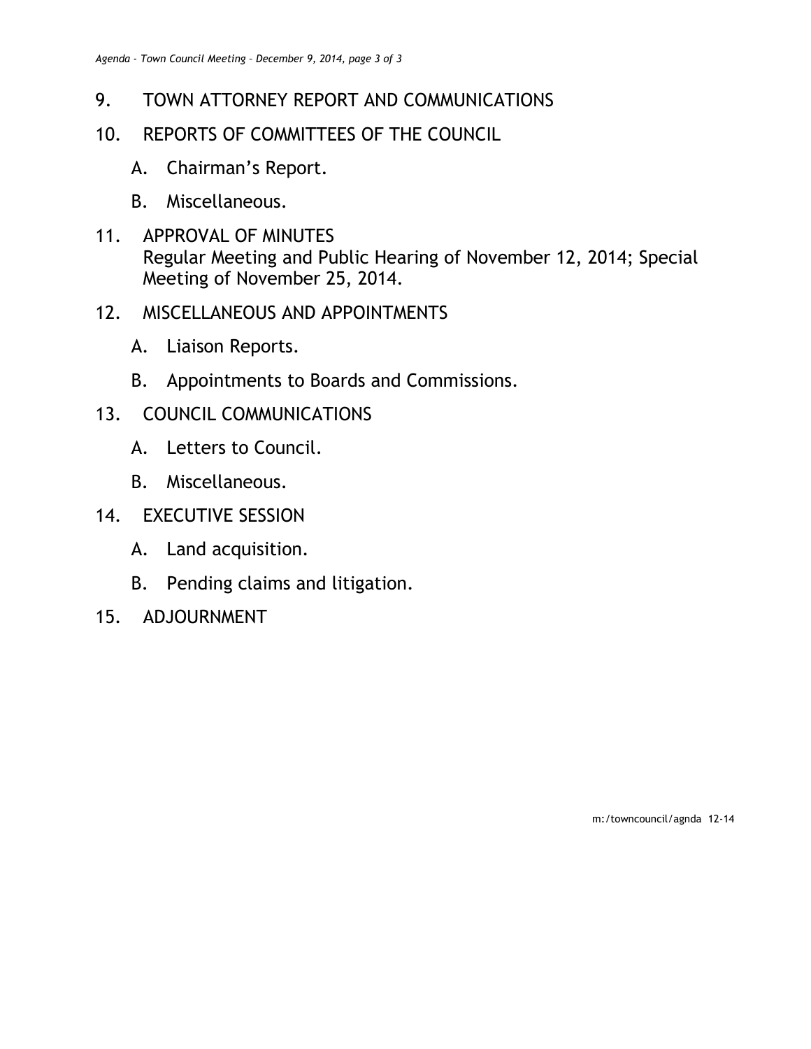9. TOWN ATTORNEY REPORT AND COMMUNICATIONS

10. REPORTS OF COMMITTEES OF THE COUNCIL

    A. Chairman's Report.

    B. Miscellaneous.

11. APPROVAL OF MINUTES
    Regular Meeting and Public Hearing of November 12, 2014; Special Meeting of November 25, 2014.

12. MISCELLANEOUS AND APPOINTMENTS

    A. Liaison Reports.

    B. Appointments to Boards and Commissions.

13. COUNCIL COMMUNICATIONS

    A. Letters to Council.

    B. Miscellaneous.

14. EXECUTIVE SESSION

    A. Land acquisition.

    B. Pending claims and litigation.

15. ADJOURNMENT

m:/towncouncil/agnda 12-14